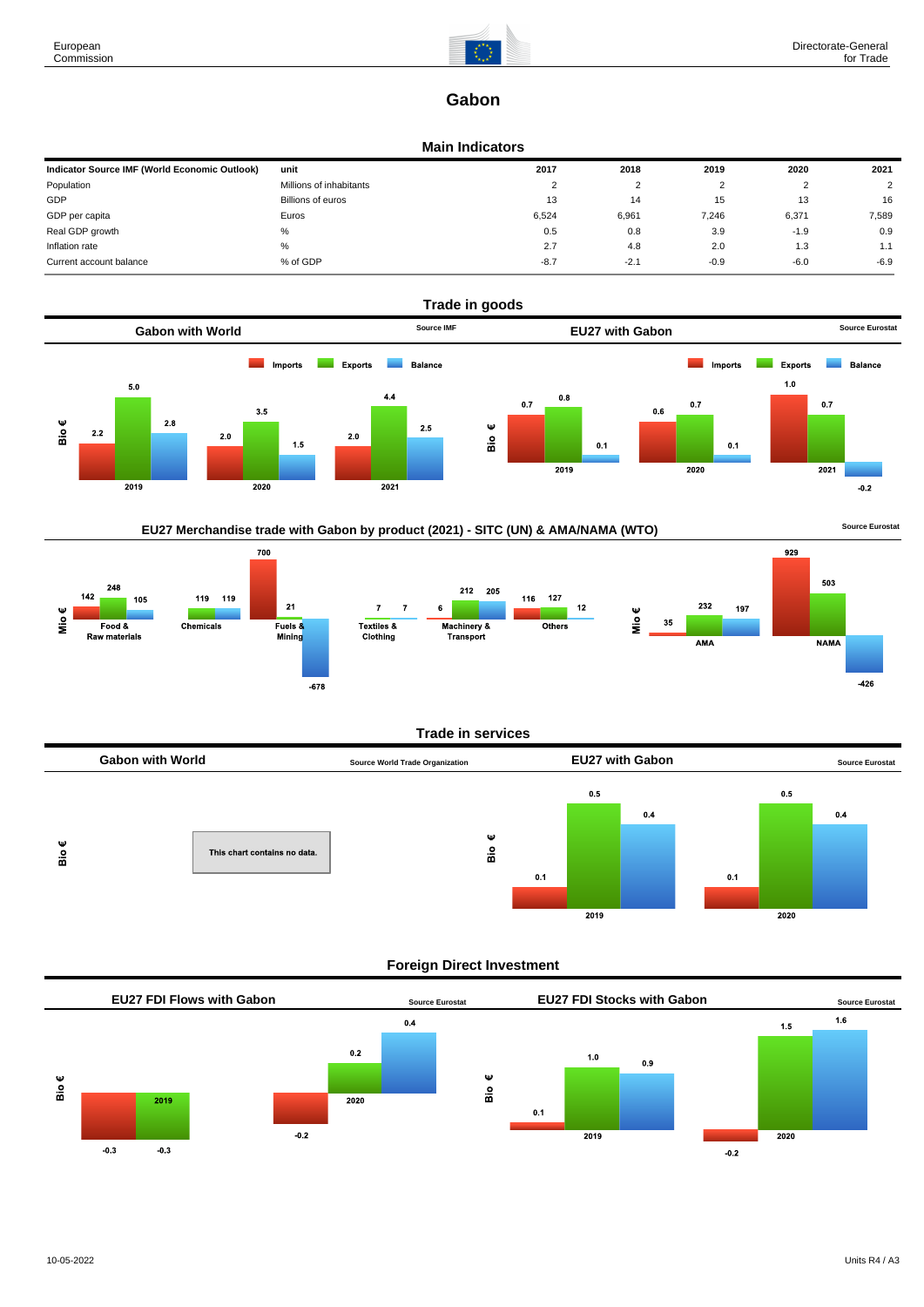# Gabon

## Main Indicators

| Indicator Source IMF (World Economic Outlook) | unit | 2017 | 2018 | 2019 | 2020 | 2021 |
|---|---|---|---|---|---|---|
| Population | Millions of inhabitants | 2 | 2 | 2 | 2 | 2 |
| GDP | Billions of euros | 13 | 14 | 15 | 13 | 16 |
| GDP per capita | Euros | 6,524 | 6,961 | 7,246 | 6,371 | 7,589 |
| Real GDP growth | % | 0.5 | 0.8 | 3.9 | -1.9 | 0.9 |
| Inflation rate | % | 2.7 | 4.8 | 2.0 | 1.3 | 1.1 |
| Current account balance | % of GDP | -8.7 | -2.1 | -0.9 | -6.0 | -6.9 |

## Trade in goods

### Gabon with World

Source IMF

Imports Exports Balance

Bio €

2019: 2.2 5.0 2.8
2020: 2.0 3.5 1.5
2021: 2.0 4.4 2.5

### EU27 with Gabon

Source Eurostat

Imports Exports Balance

Bio €

2019: 0.7 0.8 0.1
2020: 0.6 0.7 0.1
2021: 1.0 0.7 -0.2

### EU27 Merchandise trade with Gabon by product (2021) - SITC (UN) & AMA/NAMA (WTO)

Source Eurostat

Mio €

Food & Raw materials: 142 248 105
Chemicals: 119 119
Fuels & Mining: 700 21 -678
Textiles & Clothing: 7 7
Machinery & Transport: 6 212 205
Others: 116 127 12

Mio €

AMA: 35 232 197
NAMA: 929 503 -426

## Trade in services

### Gabon with World

Source World Trade Organization

Bio €

This chart contains no data.

### EU27 with Gabon

Source Eurostat

Bio €

2019: 0.1 0.5 0.4
2020: 0.1 0.5 0.4

## Foreign Direct Investment

### EU27 FDI Flows with Gabon

Source Eurostat

Bio €

2019: -0.3 -0.3
2020: -0.2 0.2 0.4

### EU27 FDI Stocks with Gabon

Source Eurostat

Bio €

2019: 0.1 1.0 0.9
2020: -0.2 1.5 1.6

10-05-2022

Units R4 / A3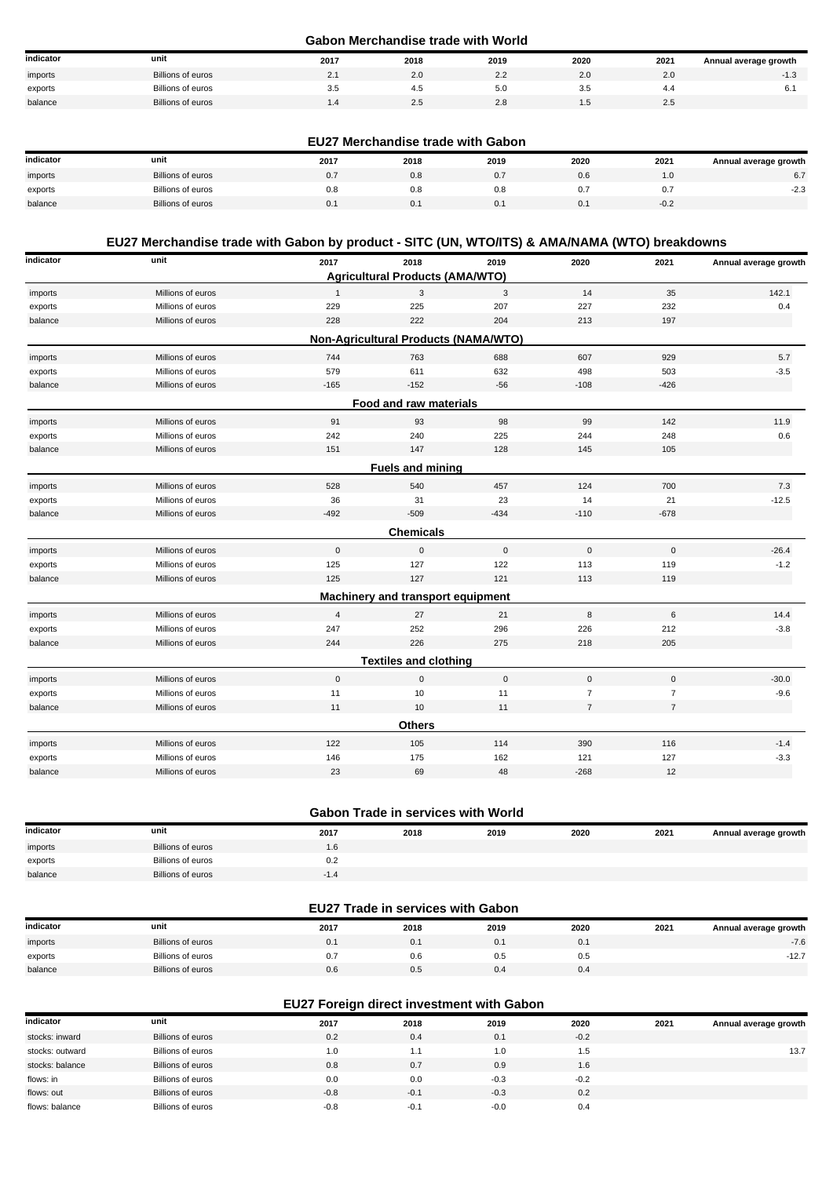### Gabon Merchandise trade with World

| indicator | unit | 2017 | 2018 | 2019 | 2020 | 2021 | Annual average growth |
|---|---|---|---|---|---|---|---|
| imports | Billions of euros | 2.1 | 2.0 | 2.2 | 2.0 | 2.0 | -1.3 |
| exports | Billions of euros | 3.5 | 4.5 | 5.0 | 3.5 | 4.4 | 6.1 |
| balance | Billions of euros | 1.4 | 2.5 | 2.8 | 1.5 | 2.5 | |

### EU27 Merchandise trade with Gabon

| indicator | unit | 2017 | 2018 | 2019 | 2020 | 2021 | Annual average growth |
|---|---|---|---|---|---|---|---|
| imports | Billions of euros | 0.7 | 0.8 | 0.7 | 0.6 | 1.0 | 6.7 |
| exports | Billions of euros | 0.8 | 0.8 | 0.8 | 0.7 | 0.7 | -2.3 |
| balance | Billions of euros | 0.1 | 0.1 | 0.1 | 0.1 | -0.2 | |

### EU27 Merchandise trade with Gabon by product - SITC (UN, WTO/ITS) & AMA/NAMA (WTO) breakdowns

| indicator | unit | 2017 | 2018 | 2019 | 2020 | 2021 | Annual average growth |
|---|---|---|---|---|---|---|---|
| **Agricultural Products (AMA/WTO)** | | | | | | | |
| imports | Millions of euros | 1 | 3 | 3 | 14 | 35 | 142.1 |
| exports | Millions of euros | 229 | 225 | 207 | 227 | 232 | 0.4 |
| balance | Millions of euros | 228 | 222 | 204 | 213 | 197 | |
| **Non-Agricultural Products (NAMA/WTO)** | | | | | | | |
| imports | Millions of euros | 744 | 763 | 688 | 607 | 929 | 5.7 |
| exports | Millions of euros | 579 | 611 | 632 | 498 | 503 | -3.5 |
| balance | Millions of euros | -165 | -152 | -56 | -108 | -426 | |
| **Food and raw materials** | | | | | | | |
| imports | Millions of euros | 91 | 93 | 98 | 99 | 142 | 11.9 |
| exports | Millions of euros | 242 | 240 | 225 | 244 | 248 | 0.6 |
| balance | Millions of euros | 151 | 147 | 128 | 145 | 105 | |
| **Fuels and mining** | | | | | | | |
| imports | Millions of euros | 528 | 540 | 457 | 124 | 700 | 7.3 |
| exports | Millions of euros | 36 | 31 | 23 | 14 | 21 | -12.5 |
| balance | Millions of euros | -492 | -509 | -434 | -110 | -678 | |
| **Chemicals** | | | | | | | |
| imports | Millions of euros | 0 | 0 | 0 | 0 | 0 | -26.4 |
| exports | Millions of euros | 125 | 127 | 122 | 113 | 119 | -1.2 |
| balance | Millions of euros | 125 | 127 | 121 | 113 | 119 | |
| **Machinery and transport equipment** | | | | | | | |
| imports | Millions of euros | 4 | 27 | 21 | 8 | 6 | 14.4 |
| exports | Millions of euros | 247 | 252 | 296 | 226 | 212 | -3.8 |
| balance | Millions of euros | 244 | 226 | 275 | 218 | 205 | |
| **Textiles and clothing** | | | | | | | |
| imports | Millions of euros | 0 | 0 | 0 | 0 | 0 | -30.0 |
| exports | Millions of euros | 11 | 10 | 11 | 7 | 7 | -9.6 |
| balance | Millions of euros | 11 | 10 | 11 | 7 | 7 | |
| **Others** | | | | | | | |
| imports | Millions of euros | 122 | 105 | 114 | 390 | 116 | -1.4 |
| exports | Millions of euros | 146 | 175 | 162 | 121 | 127 | -3.3 |
| balance | Millions of euros | 23 | 69 | 48 | -268 | 12 | |

### Gabon Trade in services with World

| indicator | unit | 2017 | 2018 | 2019 | 2020 | 2021 | Annual average growth |
|---|---|---|---|---|---|---|---|
| imports | Billions of euros | 1.6 | | | | | |
| exports | Billions of euros | 0.2 | | | | | |
| balance | Billions of euros | -1.4 | | | | | |

### EU27 Trade in services with Gabon

| indicator | unit | 2017 | 2018 | 2019 | 2020 | 2021 | Annual average growth |
|---|---|---|---|---|---|---|---|
| imports | Billions of euros | 0.1 | 0.1 | 0.1 | 0.1 | | -7.6 |
| exports | Billions of euros | 0.7 | 0.6 | 0.5 | 0.5 | | -12.7 |
| balance | Billions of euros | 0.6 | 0.5 | 0.4 | 0.4 | | |

### EU27 Foreign direct investment with Gabon

| indicator | unit | 2017 | 2018 | 2019 | 2020 | 2021 | Annual average growth |
|---|---|---|---|---|---|---|---|
| stocks: inward | Billions of euros | 0.2 | 0.4 | 0.1 | -0.2 | | |
| stocks: outward | Billions of euros | 1.0 | 1.1 | 1.0 | 1.5 | | 13.7 |
| stocks: balance | Billions of euros | 0.8 | 0.7 | 0.9 | 1.6 | | |
| flows: in | Billions of euros | 0.0 | 0.0 | -0.3 | -0.2 | | |
| flows: out | Billions of euros | -0.8 | -0.1 | -0.3 | 0.2 | | |
| flows: balance | Billions of euros | -0.8 | -0.1 | -0.0 | 0.4 | | |